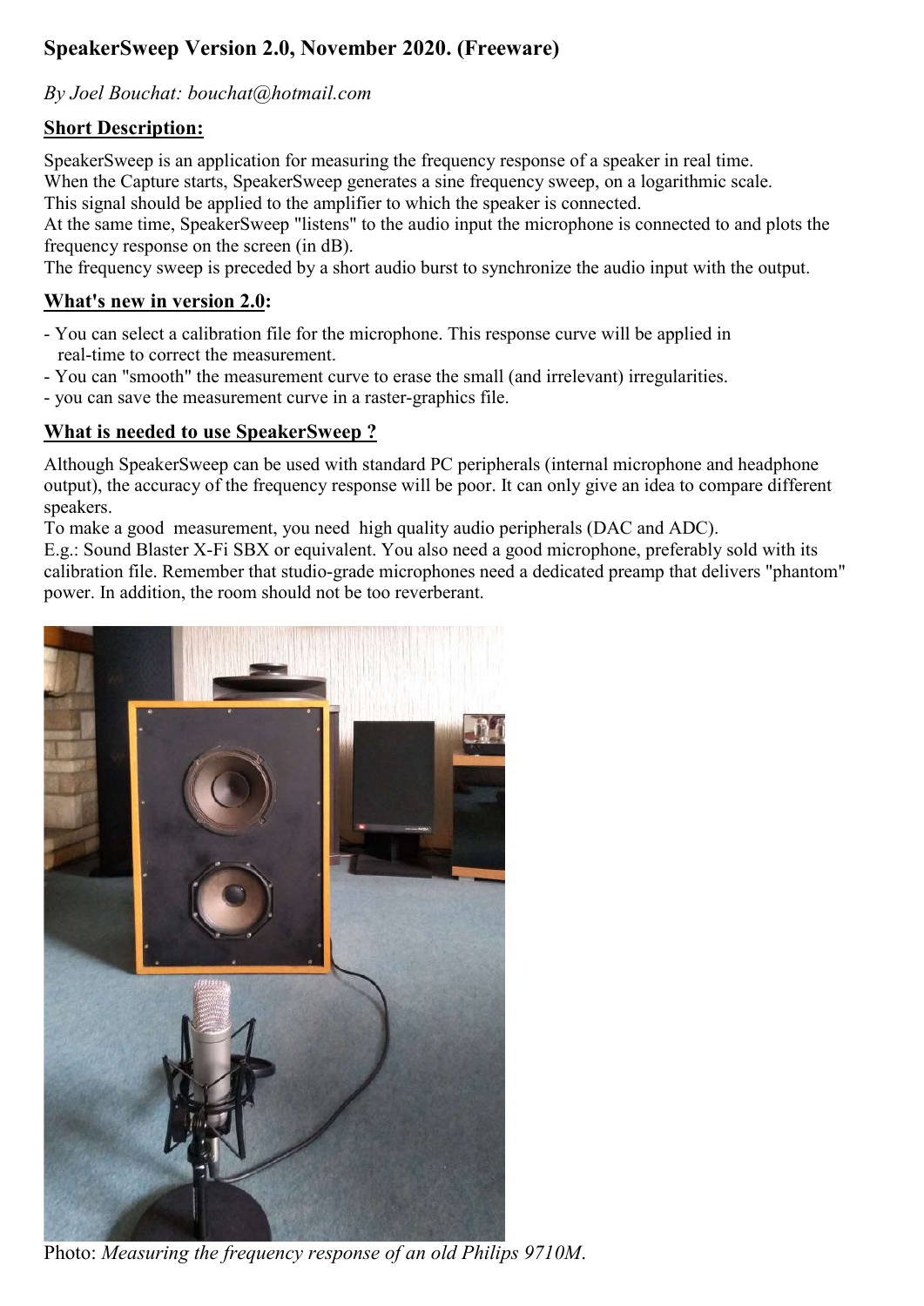# SpeakerSweep Version 2.0, November 2020. (Freeware)

*By Joel Bouchat: bouchat@hotmail.com*

## Short Description:

SpeakerSweep is an application for measuring the frequency response of a speaker in real time.
When the Capture starts, SpeakerSweep generates a sine frequency sweep, on a logarithmic scale.
This signal should be applied to the amplifier to which the speaker is connected.
At the same time, SpeakerSweep "listens" to the audio input the microphone is connected to and plots the frequency response on the screen (in dB).
The frequency sweep is preceded by a short audio burst to synchronize the audio input with the output.

## What's new in version 2.0:

- You can select a calibration file for the microphone. This response curve will be applied in real-time to correct the measurement.
- You can "smooth" the measurement curve to erase the small (and irrelevant) irregularities.
- you can save the measurement curve in a raster-graphics file.

## What is needed to use SpeakerSweep ?

Although SpeakerSweep can be used with standard PC peripherals (internal microphone and headphone output), the accuracy of the frequency response will be poor. It can only give an idea to compare different speakers.
To make a good measurement, you need high quality audio peripherals (DAC and ADC).
E.g.: Sound Blaster X-Fi SBX or equivalent. You also need a good microphone, preferably sold with its calibration file. Remember that studio-grade microphones need a dedicated preamp that delivers "phantom" power. In addition, the room should not be too reverberant.

Photo: *Measuring the frequency response of an old Philips 9710M.*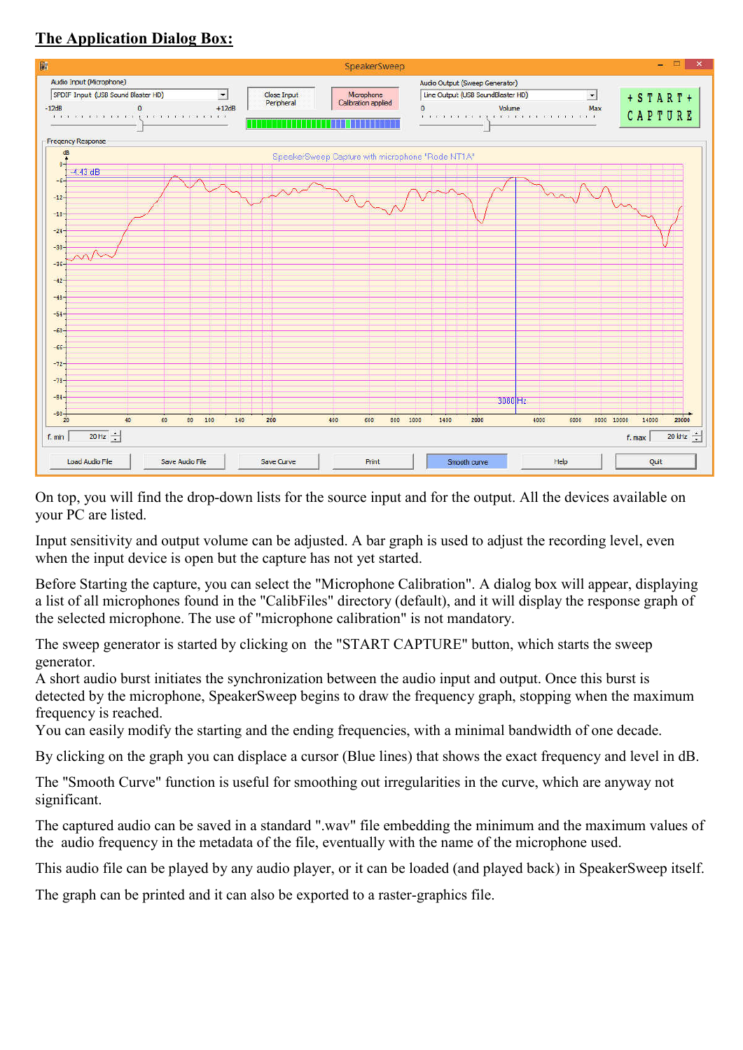## The Application Dialog Box:

On top, you will find the drop-down lists for the source input and for the output. All the devices available on your PC are listed.

Input sensitivity and output volume can be adjusted. A bar graph is used to adjust the recording level, even when the input device is open but the capture has not yet started.

Before Starting the capture, you can select the "Microphone Calibration". A dialog box will appear, displaying a list of all microphones found in the "CalibFiles" directory (default), and it will display the response graph of the selected microphone. The use of "microphone calibration" is not mandatory.

The sweep generator is started by clicking on  the "START CAPTURE" button, which starts the sweep generator.
A short audio burst initiates the synchronization between the audio input and output. Once this burst is detected by the microphone, SpeakerSweep begins to draw the frequency graph, stopping when the maximum frequency is reached.
You can easily modify the starting and the ending frequencies, with a minimal bandwidth of one decade.

By clicking on the graph you can displace a cursor (Blue lines) that shows the exact frequency and level in dB.

The "Smooth Curve" function is useful for smoothing out irregularities in the curve, which are anyway not significant.

The captured audio can be saved in a standard ".wav" file embedding the minimum and the maximum values of the  audio frequency in the metadata of the file, eventually with the name of the microphone used.

This audio file can be played by any audio player, or it can be loaded (and played back) in SpeakerSweep itself.

The graph can be printed and it can also be exported to a raster-graphics file.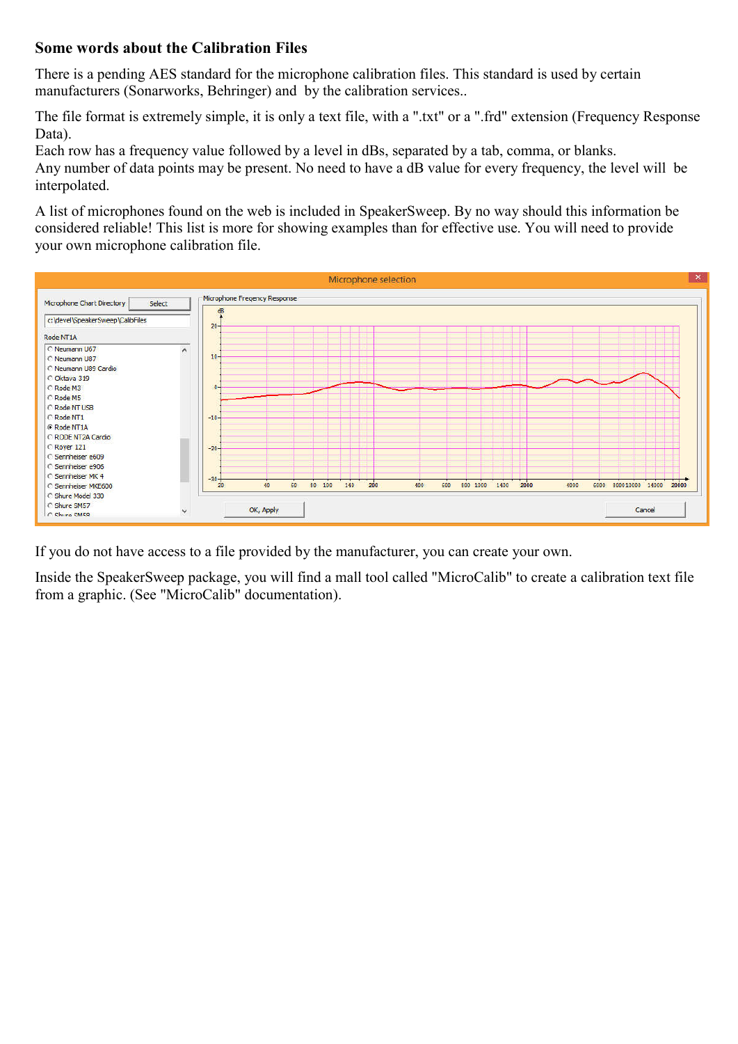## Some words about the Calibration Files

There is a pending AES standard for the microphone calibration files. This standard is used by certain manufacturers (Sonarworks, Behringer) and by the calibration services..

The file format is extremely simple, it is only a text file, with a ".txt" or a ".frd" extension (Frequency Response Data).
Each row has a frequency value followed by a level in dBs, separated by a tab, comma, or blanks.
Any number of data points may be present. No need to have a dB value for every frequency, the level will be interpolated.

A list of microphones found on the web is included in SpeakerSweep. By no way should this information be considered reliable! This list is more for showing examples than for effective use. You will need to provide your own microphone calibration file.

Microphone selection

Microphone Chart Directory
Select
c:\devel\SpeakerSweep\CalibFiles
Rode NT1A
Neumann U67
Neumann U87
Neumann U89 Cardio
Oktava 319
Rode M3
Rode M5
Rode NT USB
Rode NT1
Rode NT1A
RODE NT2A Cardio
Royer 121
Sennheiser e609
Sennheiser e906
Sennheiser MK 4
Sennheiser MKE600
Shure Model 330
Shure SM57
Shure SM58

Microphone Freqency Response
dB
20
10
0
-10
-20
-30
20 40 60 80 100 140 200 400 600 800 1000 1400 2000 4000 6000 8000 10000 14000 20000

OK, Apply
Cancel

If you do not have access to a file provided by the manufacturer, you can create your own.

Inside the SpeakerSweep package, you will find a mall tool called "MicroCalib" to create a calibration text file from a graphic. (See "MicroCalib" documentation).